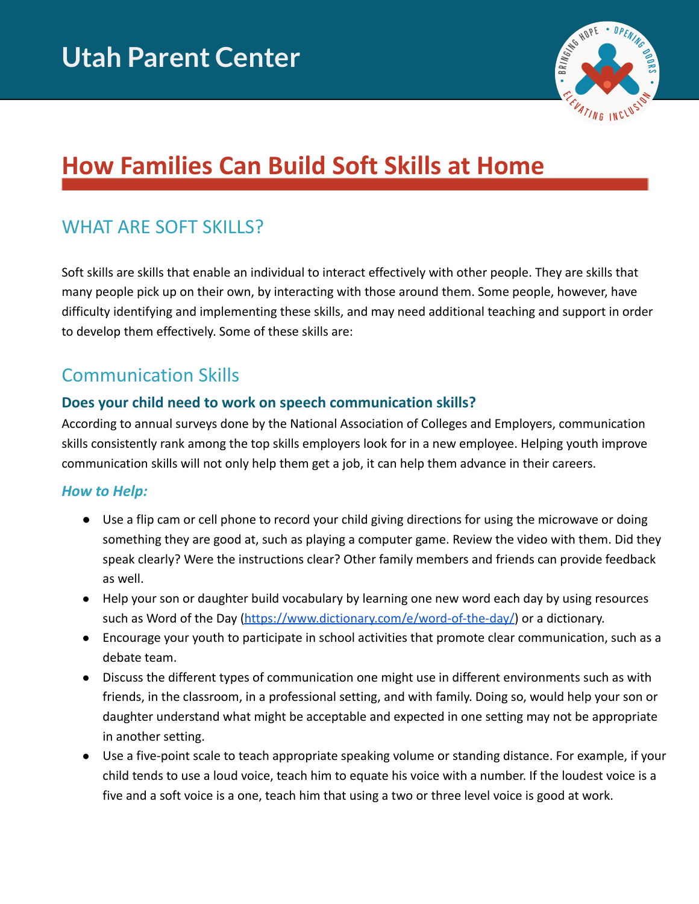# Utah Parent Center

# How Families Can Build Soft Skills at Home

## WHAT ARE SOFT SKILLS?

Soft skills are skills that enable an individual to interact effectively with other people. They are skills that many people pick up on their own, by interacting with those around them. Some people, however, have difficulty identifying and implementing these skills, and may need additional teaching and support in order to develop them effectively. Some of these skills are:

## Communication Skills

### Does your child need to work on speech communication skills?

According to annual surveys done by the National Association of Colleges and Employers, communication skills consistently rank among the top skills employers look for in a new employee. Helping youth improve communication skills will not only help them get a job, it can help them advance in their careers.

#### *How to Help:*

- Use a flip cam or cell phone to record your child giving directions for using the microwave or doing something they are good at, such as playing a computer game. Review the video with them. Did they speak clearly? Were the instructions clear? Other family members and friends can provide feedback as well.
- Help your son or daughter build vocabulary by learning one new word each day by using resources such as Word of the Day (https://www.dictionary.com/e/word-of-the-day/) or a dictionary.
- Encourage your youth to participate in school activities that promote clear communication, such as a debate team.
- Discuss the different types of communication one might use in different environments such as with friends, in the classroom, in a professional setting, and with family. Doing so, would help your son or daughter understand what might be acceptable and expected in one setting may not be appropriate in another setting.
- Use a five-point scale to teach appropriate speaking volume or standing distance. For example, if your child tends to use a loud voice, teach him to equate his voice with a number. If the loudest voice is a five and a soft voice is a one, teach him that using a two or three level voice is good at work.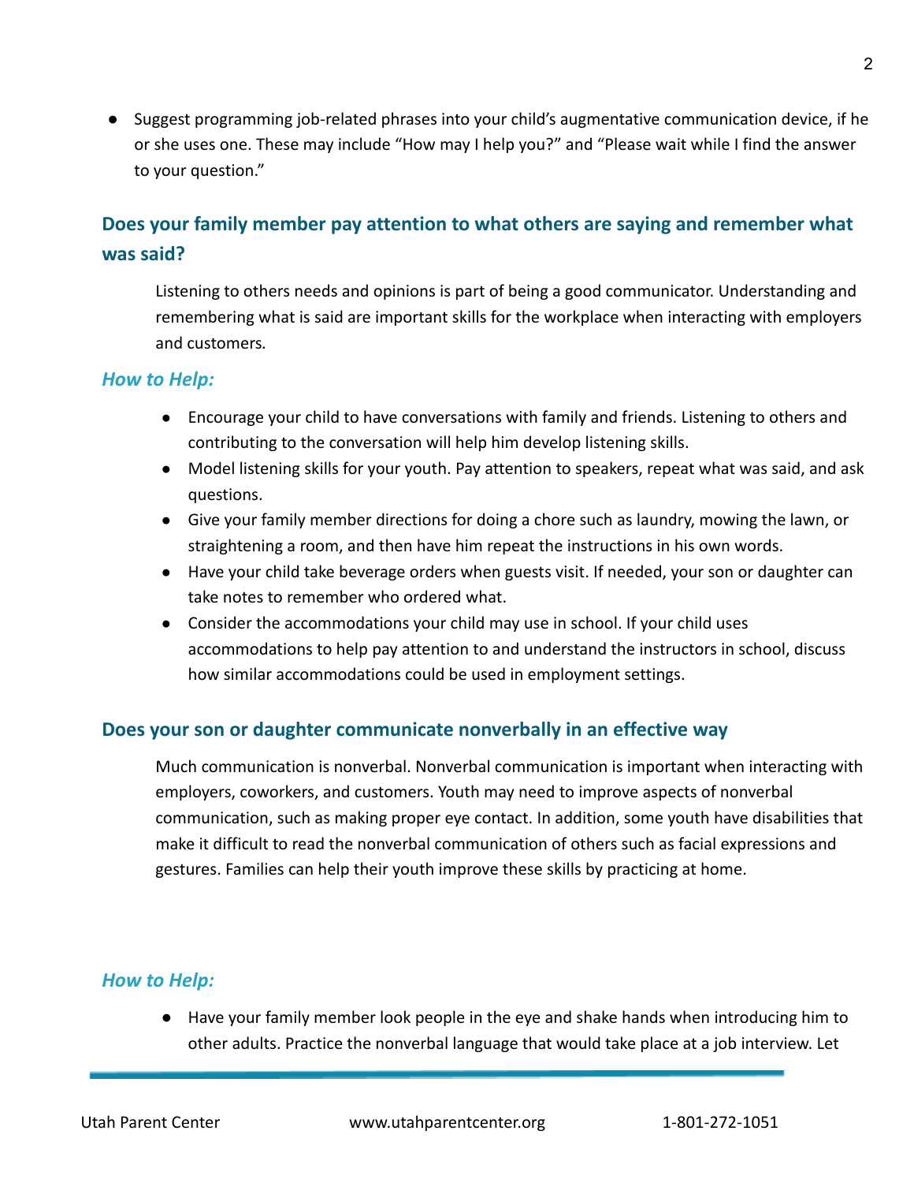- Suggest programming job-related phrases into your child's augmentative communication device, if he or she uses one. These may include "How may I help you?" and "Please wait while I find the answer to your question."

## Does your family member pay attention to what others are saying and remember what was said?

Listening to others needs and opinions is part of being a good communicator. Understanding and remembering what is said are important skills for the workplace when interacting with employers and customers.

### *How to Help:*

- Encourage your child to have conversations with family and friends. Listening to others and contributing to the conversation will help him develop listening skills.
- Model listening skills for your youth. Pay attention to speakers, repeat what was said, and ask questions.
- Give your family member directions for doing a chore such as laundry, mowing the lawn, or straightening a room, and then have him repeat the instructions in his own words.
- Have your child take beverage orders when guests visit. If needed, your son or daughter can take notes to remember who ordered what.
- Consider the accommodations your child may use in school. If your child uses accommodations to help pay attention to and understand the instructors in school, discuss how similar accommodations could be used in employment settings.

## Does your son or daughter communicate nonverbally in an effective way

Much communication is nonverbal. Nonverbal communication is important when interacting with employers, coworkers, and customers. Youth may need to improve aspects of nonverbal communication, such as making proper eye contact. In addition, some youth have disabilities that make it difficult to read the nonverbal communication of others such as facial expressions and gestures. Families can help their youth improve these skills by practicing at home.

### *How to Help:*

- Have your family member look people in the eye and shake hands when introducing him to other adults. Practice the nonverbal language that would take place at a job interview. Let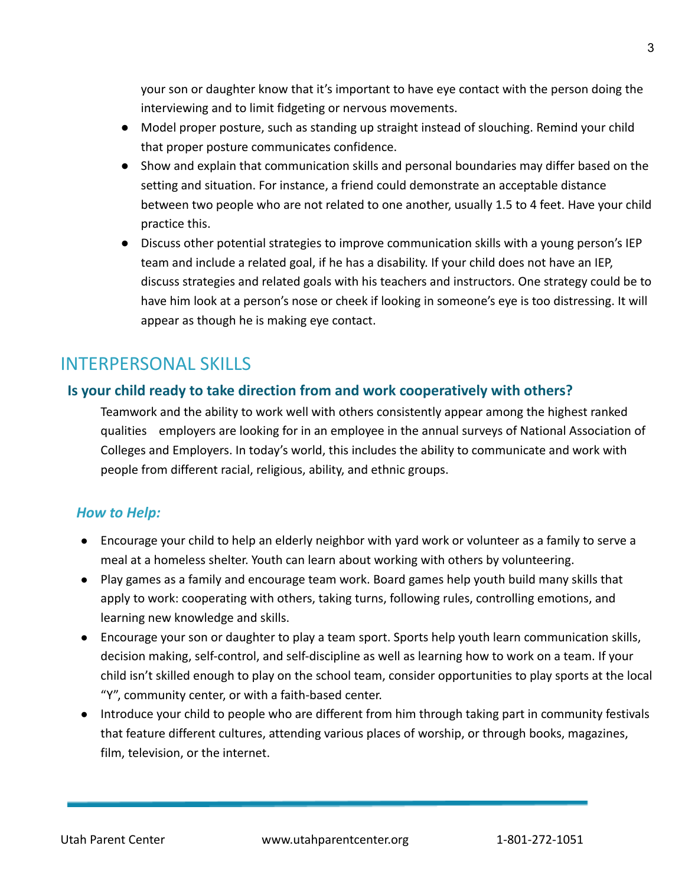your son or daughter know that it's important to have eye contact with the person doing the interviewing and to limit fidgeting or nervous movements.

- Model proper posture, such as standing up straight instead of slouching. Remind your child that proper posture communicates confidence.
- Show and explain that communication skills and personal boundaries may differ based on the setting and situation. For instance, a friend could demonstrate an acceptable distance between two people who are not related to one another, usually 1.5 to 4 feet. Have your child practice this.
- Discuss other potential strategies to improve communication skills with a young person's IEP team and include a related goal, if he has a disability. If your child does not have an IEP, discuss strategies and related goals with his teachers and instructors. One strategy could be to have him look at a person's nose or cheek if looking in someone's eye is too distressing. It will appear as though he is making eye contact.

## INTERPERSONAL SKILLS

### Is your child ready to take direction from and work cooperatively with others?

Teamwork and the ability to work well with others consistently appear among the highest ranked qualities employers are looking for in an employee in the annual surveys of National Association of Colleges and Employers. In today's world, this includes the ability to communicate and work with people from different racial, religious, ability, and ethnic groups.

#### *How to Help:*

- Encourage your child to help an elderly neighbor with yard work or volunteer as a family to serve a meal at a homeless shelter. Youth can learn about working with others by volunteering.
- Play games as a family and encourage team work. Board games help youth build many skills that apply to work: cooperating with others, taking turns, following rules, controlling emotions, and learning new knowledge and skills.
- Encourage your son or daughter to play a team sport. Sports help youth learn communication skills, decision making, self-control, and self-discipline as well as learning how to work on a team. If your child isn't skilled enough to play on the school team, consider opportunities to play sports at the local "Y", community center, or with a faith-based center.
- Introduce your child to people who are different from him through taking part in community festivals that feature different cultures, attending various places of worship, or through books, magazines, film, television, or the internet.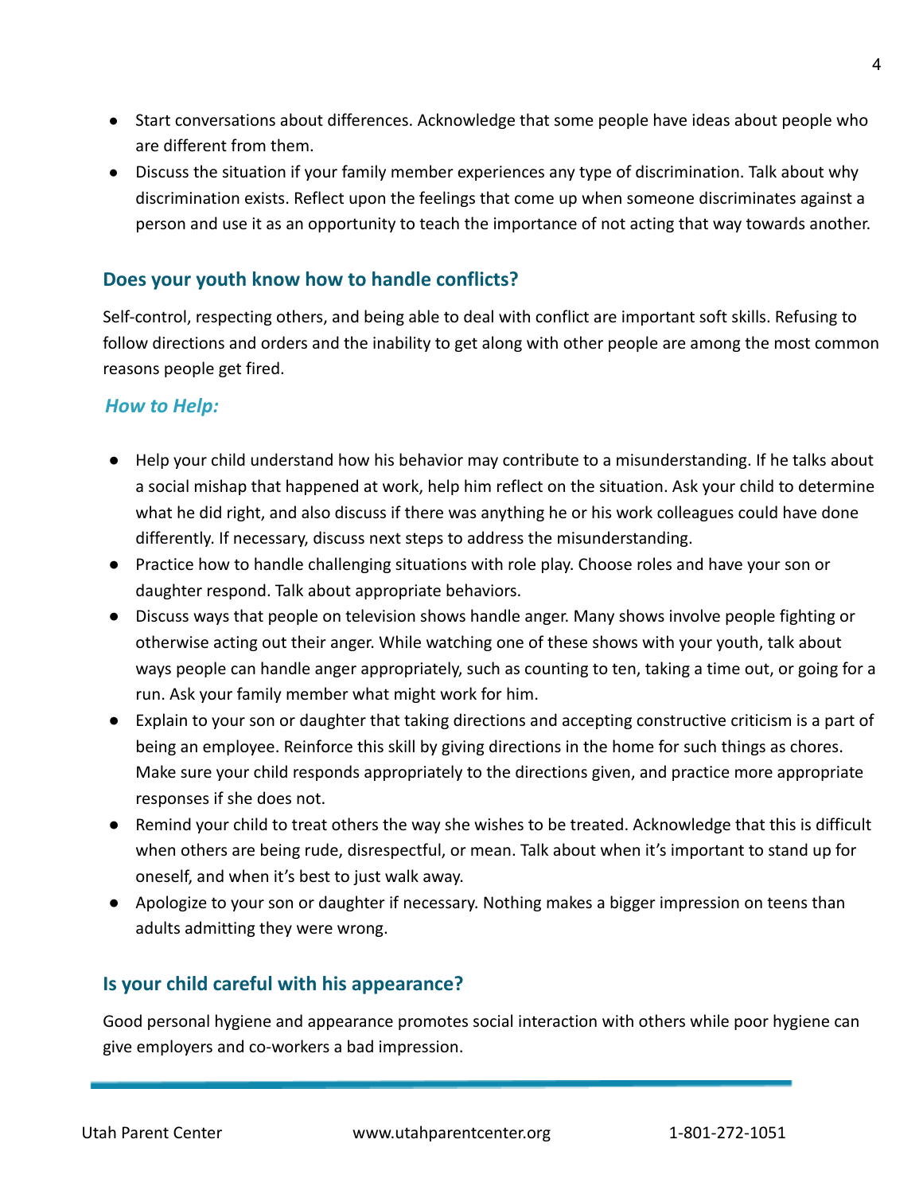- Start conversations about differences. Acknowledge that some people have ideas about people who are different from them.
- Discuss the situation if your family member experiences any type of discrimination. Talk about why discrimination exists. Reflect upon the feelings that come up when someone discriminates against a person and use it as an opportunity to teach the importance of not acting that way towards another.

## Does your youth know how to handle conflicts?

Self-control, respecting others, and being able to deal with conflict are important soft skills. Refusing to follow directions and orders and the inability to get along with other people are among the most common reasons people get fired.

### *How to Help:*

- Help your child understand how his behavior may contribute to a misunderstanding. If he talks about a social mishap that happened at work, help him reflect on the situation. Ask your child to determine what he did right, and also discuss if there was anything he or his work colleagues could have done differently. If necessary, discuss next steps to address the misunderstanding.
- Practice how to handle challenging situations with role play. Choose roles and have your son or daughter respond. Talk about appropriate behaviors.
- Discuss ways that people on television shows handle anger. Many shows involve people fighting or otherwise acting out their anger. While watching one of these shows with your youth, talk about ways people can handle anger appropriately, such as counting to ten, taking a time out, or going for a run. Ask your family member what might work for him.
- Explain to your son or daughter that taking directions and accepting constructive criticism is a part of being an employee. Reinforce this skill by giving directions in the home for such things as chores. Make sure your child responds appropriately to the directions given, and practice more appropriate responses if she does not.
- Remind your child to treat others the way she wishes to be treated. Acknowledge that this is difficult when others are being rude, disrespectful, or mean. Talk about when it's important to stand up for oneself, and when it's best to just walk away.
- Apologize to your son or daughter if necessary. Nothing makes a bigger impression on teens than adults admitting they were wrong.

## Is your child careful with his appearance?

Good personal hygiene and appearance promotes social interaction with others while poor hygiene can give employers and co-workers a bad impression.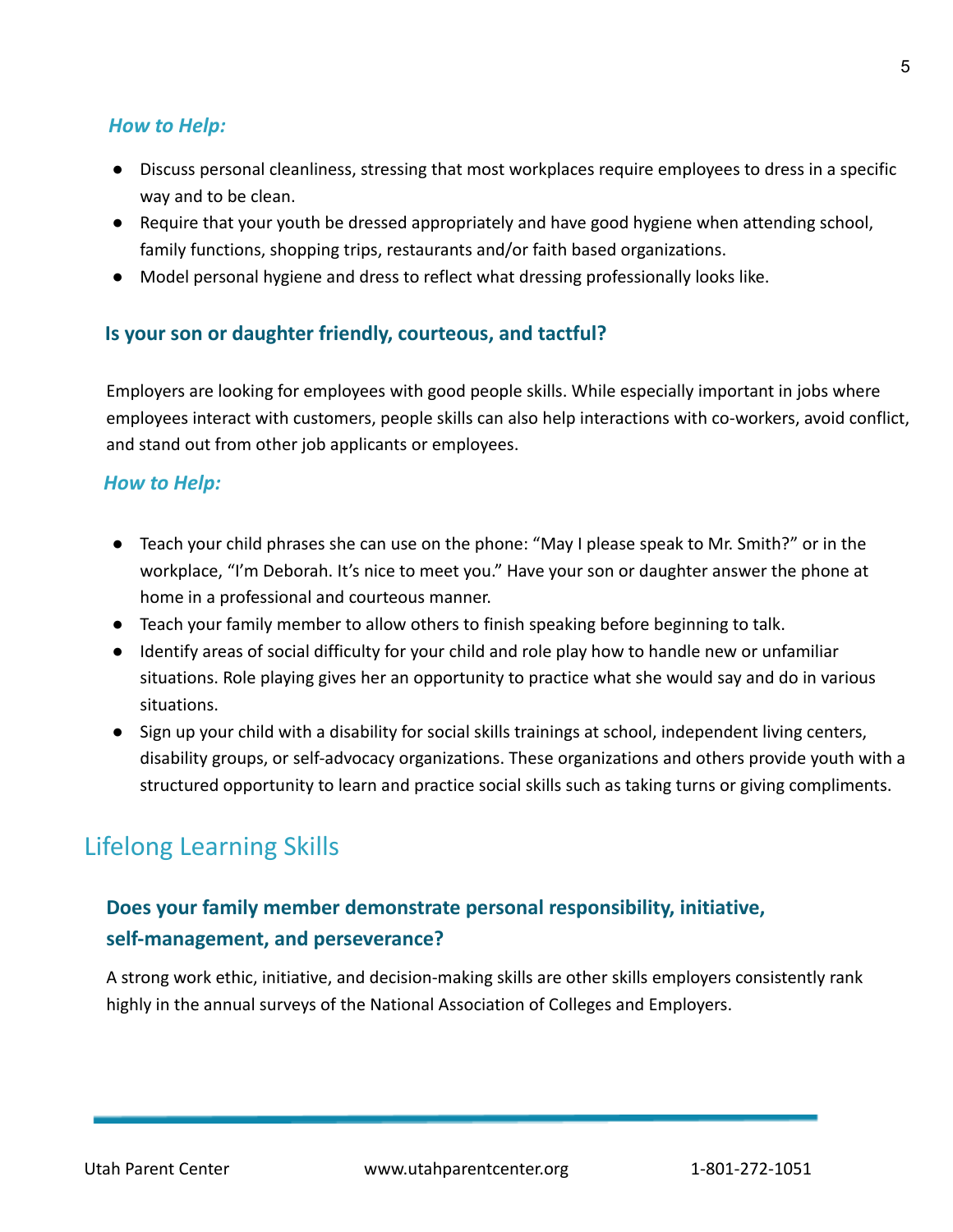*How to Help:*

- Discuss personal cleanliness, stressing that most workplaces require employees to dress in a specific way and to be clean.
- Require that your youth be dressed appropriately and have good hygiene when attending school, family functions, shopping trips, restaurants and/or faith based organizations.
- Model personal hygiene and dress to reflect what dressing professionally looks like.

### Is your son or daughter friendly, courteous, and tactful?

Employers are looking for employees with good people skills. While especially important in jobs where employees interact with customers, people skills can also help interactions with co-workers, avoid conflict, and stand out from other job applicants or employees.

*How to Help:*

- Teach your child phrases she can use on the phone: “May I please speak to Mr. Smith?” or in the workplace, “I’m Deborah. It’s nice to meet you.” Have your son or daughter answer the phone at home in a professional and courteous manner.
- Teach your family member to allow others to finish speaking before beginning to talk.
- Identify areas of social difficulty for your child and role play how to handle new or unfamiliar situations. Role playing gives her an opportunity to practice what she would say and do in various situations.
- Sign up your child with a disability for social skills trainings at school, independent living centers, disability groups, or self-advocacy organizations. These organizations and others provide youth with a structured opportunity to learn and practice social skills such as taking turns or giving compliments.

## Lifelong Learning Skills

### Does your family member demonstrate personal responsibility, initiative, self-management, and perseverance?

A strong work ethic, initiative, and decision-making skills are other skills employers consistently rank highly in the annual surveys of the National Association of Colleges and Employers.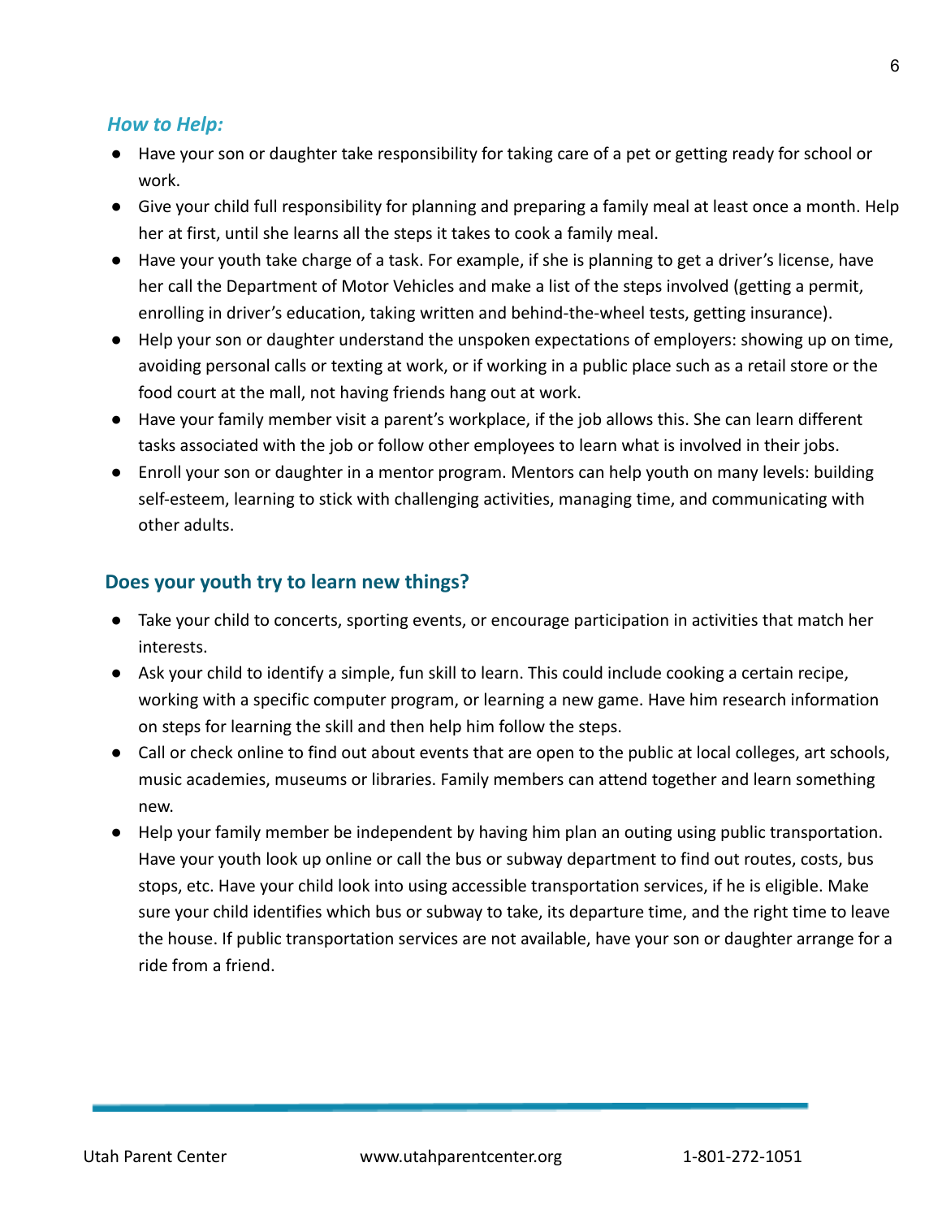### *How to Help:*

- Have your son or daughter take responsibility for taking care of a pet or getting ready for school or work.
- Give your child full responsibility for planning and preparing a family meal at least once a month. Help her at first, until she learns all the steps it takes to cook a family meal.
- Have your youth take charge of a task. For example, if she is planning to get a driver's license, have her call the Department of Motor Vehicles and make a list of the steps involved (getting a permit, enrolling in driver's education, taking written and behind-the-wheel tests, getting insurance).
- Help your son or daughter understand the unspoken expectations of employers: showing up on time, avoiding personal calls or texting at work, or if working in a public place such as a retail store or the food court at the mall, not having friends hang out at work.
- Have your family member visit a parent's workplace, if the job allows this. She can learn different tasks associated with the job or follow other employees to learn what is involved in their jobs.
- Enroll your son or daughter in a mentor program. Mentors can help youth on many levels: building self-esteem, learning to stick with challenging activities, managing time, and communicating with other adults.

## Does your youth try to learn new things?

- Take your child to concerts, sporting events, or encourage participation in activities that match her interests.
- Ask your child to identify a simple, fun skill to learn. This could include cooking a certain recipe, working with a specific computer program, or learning a new game. Have him research information on steps for learning the skill and then help him follow the steps.
- Call or check online to find out about events that are open to the public at local colleges, art schools, music academies, museums or libraries. Family members can attend together and learn something new.
- Help your family member be independent by having him plan an outing using public transportation. Have your youth look up online or call the bus or subway department to find out routes, costs, bus stops, etc. Have your child look into using accessible transportation services, if he is eligible. Make sure your child identifies which bus or subway to take, its departure time, and the right time to leave the house. If public transportation services are not available, have your son or daughter arrange for a ride from a friend.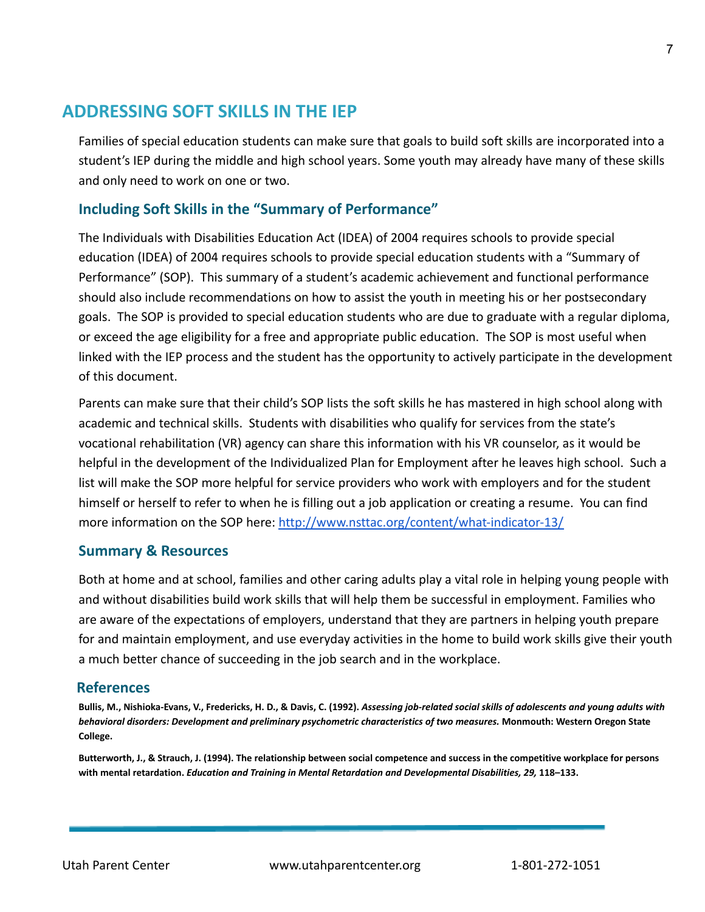## ADDRESSING SOFT SKILLS IN THE IEP

Families of special education students can make sure that goals to build soft skills are incorporated into a student's IEP during the middle and high school years. Some youth may already have many of these skills and only need to work on one or two.

### Including Soft Skills in the "Summary of Performance"

The Individuals with Disabilities Education Act (IDEA) of 2004 requires schools to provide special education (IDEA) of 2004 requires schools to provide special education students with a "Summary of Performance" (SOP). This summary of a student's academic achievement and functional performance should also include recommendations on how to assist the youth in meeting his or her postsecondary goals. The SOP is provided to special education students who are due to graduate with a regular diploma, or exceed the age eligibility for a free and appropriate public education. The SOP is most useful when linked with the IEP process and the student has the opportunity to actively participate in the development of this document.

Parents can make sure that their child's SOP lists the soft skills he has mastered in high school along with academic and technical skills. Students with disabilities who qualify for services from the state's vocational rehabilitation (VR) agency can share this information with his VR counselor, as it would be helpful in the development of the Individualized Plan for Employment after he leaves high school. Such a list will make the SOP more helpful for service providers who work with employers and for the student himself or herself to refer to when he is filling out a job application or creating a resume. You can find more information on the SOP here: [http://www.nsttac.org/content/what-indicator-13/](http://www.nsttac.org/content/what-indicator-13/)

### Summary & Resources

Both at home and at school, families and other caring adults play a vital role in helping young people with and without disabilities build work skills that will help them be successful in employment. Families who are aware of the expectations of employers, understand that they are partners in helping youth prepare for and maintain employment, and use everyday activities in the home to build work skills give their youth a much better chance of succeeding in the job search and in the workplace.

### References

**Bullis, M., Nishioka-Evans, V., Fredericks, H. D., & Davis, C. (1992).** ***Assessing job-related social skills of adolescents and young adults with behavioral disorders: Development and preliminary psychometric characteristics of two measures.*** **Monmouth: Western Oregon State College.**

**Butterworth, J., & Strauch, J. (1994). The relationship between social competence and success in the competitive workplace for persons with mental retardation.** ***Education and Training in Mental Retardation and Developmental Disabilities, 29,*** **118–133.**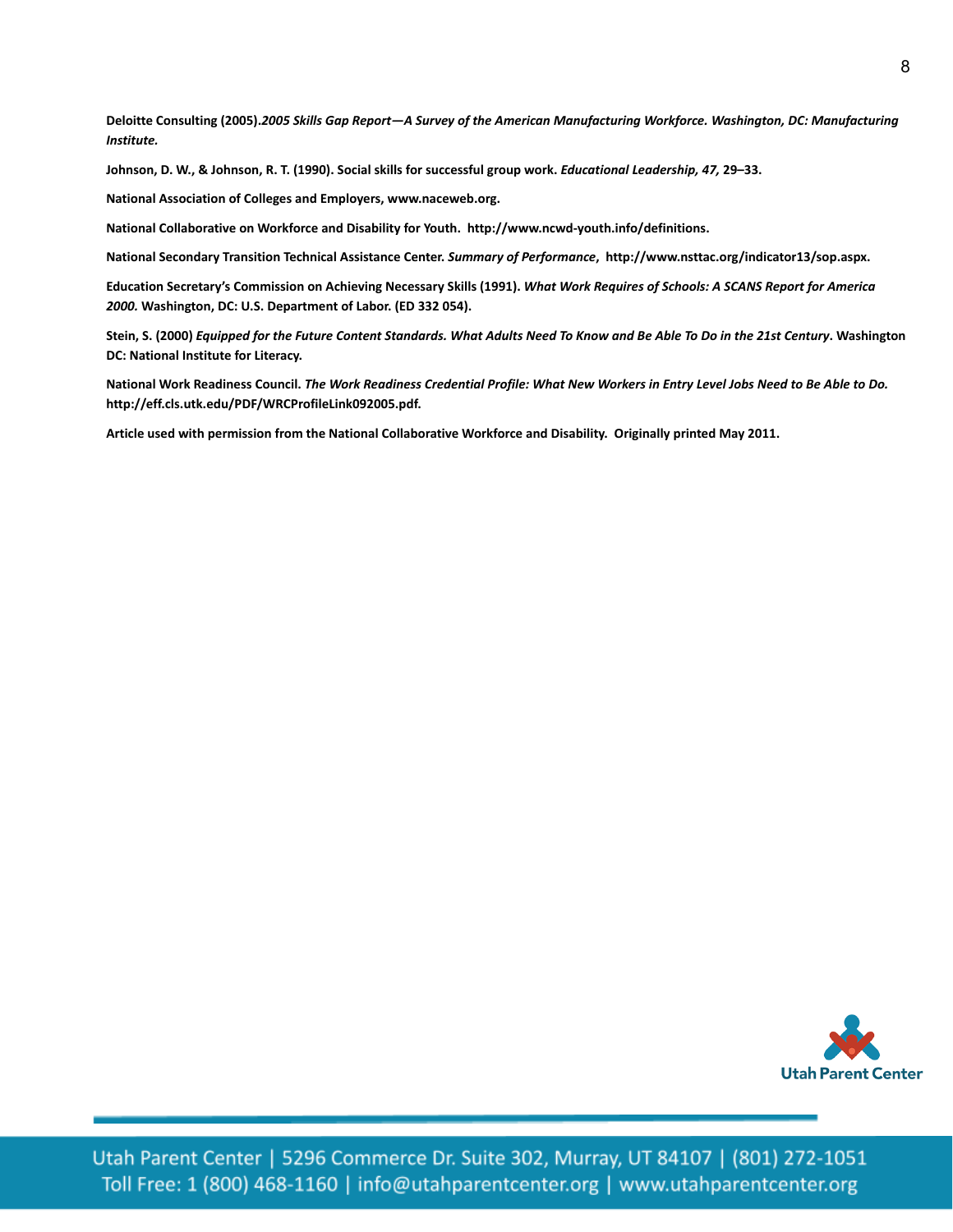**Deloitte Consulting (2005).*2005 Skills Gap Report—A Survey of the American Manufacturing Workforce. Washington, DC: Manufacturing Institute.***

**Johnson, D. W., & Johnson, R. T. (1990). Social skills for successful group work. *Educational Leadership, 47,* 29–33.**

**National Association of Colleges and Employers, www.naceweb.org.**

**National Collaborative on Workforce and Disability for Youth. http://www.ncwd-youth.info/definitions.**

**National Secondary Transition Technical Assistance Center. *Summary of Performance*, http://www.nsttac.org/indicator13/sop.aspx.**

**Education Secretary's Commission on Achieving Necessary Skills (1991). *What Work Requires of Schools: A SCANS Report for America 2000.* Washington, DC: U.S. Department of Labor. (ED 332 054).**

**Stein, S. (2000) *Equipped for the Future Content Standards. What Adults Need To Know and Be Able To Do in the 21st Century*. Washington DC: National Institute for Literacy.**

**National Work Readiness Council. *The Work Readiness Credential Profile: What New Workers in Entry Level Jobs Need to Be Able to Do.* http://eff.cls.utk.edu/PDF/WRCProfileLink092005.pdf.**

**Article used with permission from the National Collaborative Workforce and Disability. Originally printed May 2011.**

Utah Parent Center

Utah Parent Center | 5296 Commerce Dr. Suite 302, Murray, UT 84107 | (801) 272-1051
Toll Free: 1 (800) 468-1160 | info@utahparentcenter.org | www.utahparentcenter.org